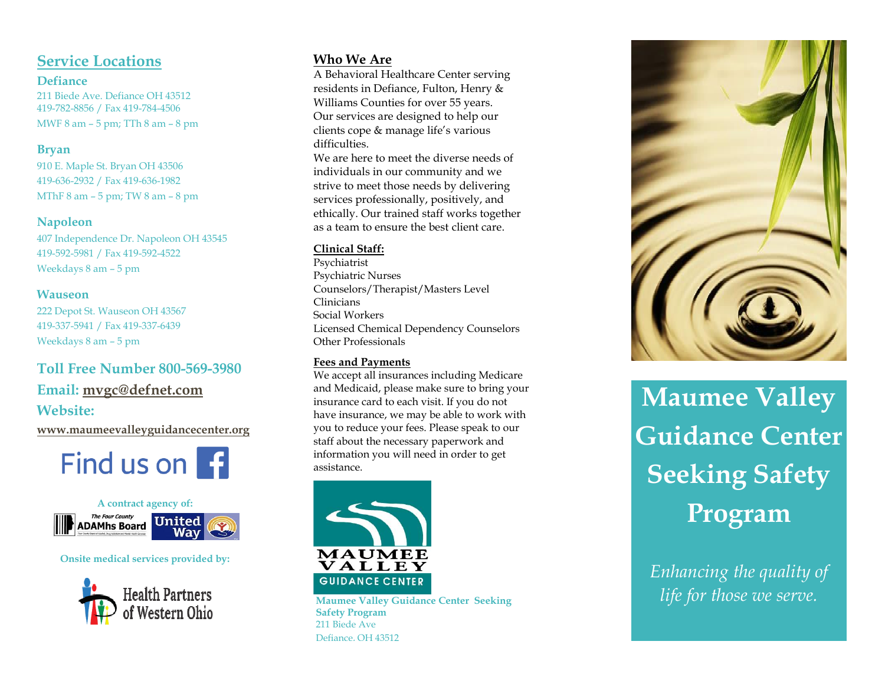## Service Locations

### Defiance

211 Biede Ave. Defiance OH 43512
419-782-8856 / Fax 419-784-4506
MWF 8 am – 5 pm; TTh 8 am – 8 pm

### Bryan

910 E. Maple St. Bryan OH 43506
419-636-2932 / Fax 419-636-1982
MThF 8 am – 5 pm; TW 8 am – 8 pm

### Napoleon

407 Independence Dr. Napoleon OH 43545
419-592-5981 / Fax 419-592-4522
Weekdays 8 am – 5 pm

### Wauseon

222 Depot St. Wauseon OH 43567
419-337-5941 / Fax 419-337-6439
Weekdays 8 am – 5 pm

**Toll Free Number 800-569-3980**

**Email: mvgc@defnet.com**

**Website:**

**www.maumeevalleyguidancecenter.org**

Find us on

**A contract agency of:**

The Four County ADAMhs Board

United Way

**Onsite medical services provided by:**

Health Partners of Western Ohio

## Who We Are

A Behavioral Healthcare Center serving residents in Defiance, Fulton, Henry & Williams Counties for over 55 years. Our services are designed to help our clients cope & manage life's various difficulties.

We are here to meet the diverse needs of individuals in our community and we strive to meet those needs by delivering services professionally, positively, and ethically. Our trained staff works together as a team to ensure the best client care.

**Clinical Staff:**

Psychiatrist
Psychiatric Nurses
Counselors/Therapist/Masters Level Clinicians
Social Workers
Licensed Chemical Dependency Counselors
Other Professionals

**Fees and Payments**

We accept all insurances including Medicare and Medicaid, please make sure to bring your insurance card to each visit. If you do not have insurance, we may be able to work with you to reduce your fees. Please speak to our staff about the necessary paperwork and information you will need in order to get assistance.

MAUMEE VALLEY GUIDANCE CENTER

**Maumee Valley Guidance Center Seeking Safety Program**
211 Biede Ave
Defiance. OH 43512

# Maumee Valley Guidance Center Seeking Safety Program

*Enhancing the quality of life for those we serve.*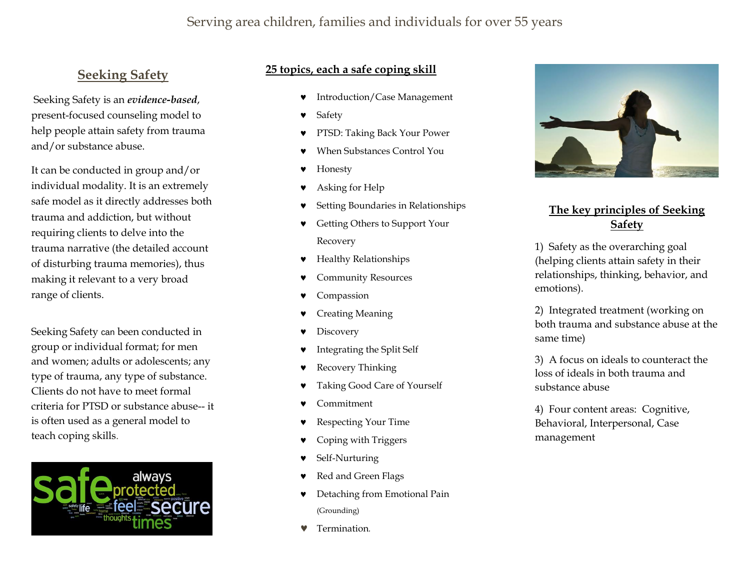Serving area children, families and individuals for over 55 years

## Seeking Safety

Seeking Safety is an ***evidence-based***, present-focused counseling model to help people attain safety from trauma and/or substance abuse.

It can be conducted in group and/or individual modality. It is an extremely safe model as it directly addresses both trauma and addiction, but without requiring clients to delve into the trauma narrative (the detailed account of disturbing trauma memories), thus making it relevant to a very broad range of clients.

Seeking Safety can been conducted in group or individual format; for men and women; adults or adolescents; any type of trauma, any type of substance. Clients do not have to meet formal criteria for PTSD or substance abuse-- it is often used as a general model to teach coping skills.

## 25 topics, each a safe coping skill

- Introduction/Case Management
- Safety
- PTSD: Taking Back Your Power
- When Substances Control You
- Honesty
- Asking for Help
- Setting Boundaries in Relationships
- Getting Others to Support Your Recovery
- Healthy Relationships
- Community Resources
- Compassion
- Creating Meaning
- Discovery
- Integrating the Split Self
- Recovery Thinking
- Taking Good Care of Yourself
- Commitment
- Respecting Your Time
- Coping with Triggers
- Self-Nurturing
- Red and Green Flags
- Detaching from Emotional Pain (Grounding)
- Termination.

## The key principles of Seeking Safety

1) Safety as the overarching goal (helping clients attain safety in their relationships, thinking, behavior, and emotions).

2) Integrated treatment (working on both trauma and substance abuse at the same time)

3) A focus on ideals to counteract the loss of ideals in both trauma and substance abuse

4) Four content areas: Cognitive, Behavioral, Interpersonal, Case management